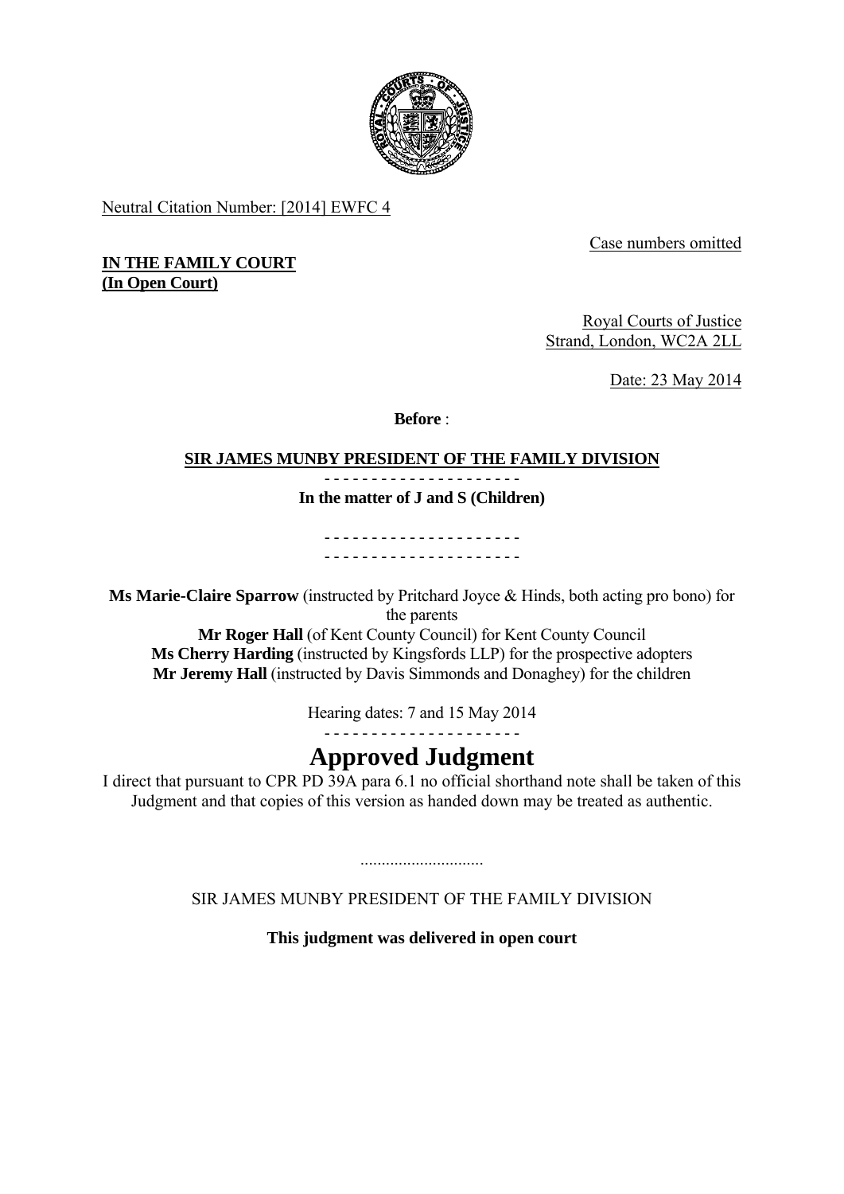Neutral Citation Number: [2014] EWFC 4

Case numbers omitted

**IN THE FAMILY COURT**
**(In Open Court)**

Royal Courts of Justice
Strand, London, WC2A 2LL

Date: 23 May 2014

**Before** :

**SIR JAMES MUNBY PRESIDENT OF THE FAMILY DIVISION**

- - - - - - - - - - - - - - - - - - - - -

**In the matter of J and S (Children)**

- - - - - - - - - - - - - - - - - - - - -
- - - - - - - - - - - - - - - - - - - - -

**Ms Marie-Claire Sparrow** (instructed by Pritchard Joyce & Hinds, both acting pro bono) for the parents
**Mr Roger Hall** (of Kent County Council) for Kent County Council
**Ms Cherry Harding** (instructed by Kingsfords LLP) for the prospective adopters
**Mr Jeremy Hall** (instructed by Davis Simmonds and Donaghey) for the children

Hearing dates: 7 and 15 May 2014

- - - - - - - - - - - - - - - - - - - - -

# Approved Judgment

I direct that pursuant to CPR PD 39A para 6.1 no official shorthand note shall be taken of this Judgment and that copies of this version as handed down may be treated as authentic.

.............................

SIR JAMES MUNBY PRESIDENT OF THE FAMILY DIVISION

**This judgment was delivered in open court**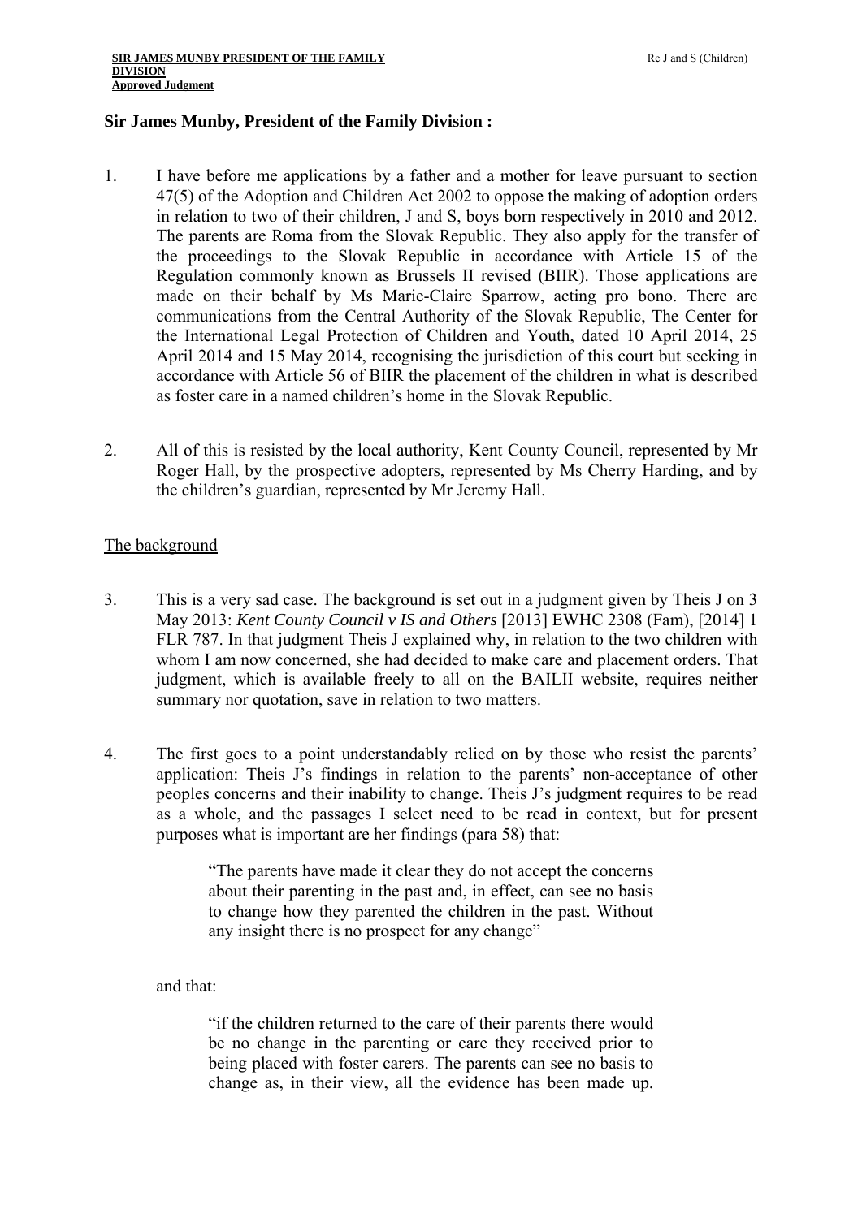**Sir James Munby, President of the Family Division :**

1. I have before me applications by a father and a mother for leave pursuant to section 47(5) of the Adoption and Children Act 2002 to oppose the making of adoption orders in relation to two of their children, J and S, boys born respectively in 2010 and 2012. The parents are Roma from the Slovak Republic. They also apply for the transfer of the proceedings to the Slovak Republic in accordance with Article 15 of the Regulation commonly known as Brussels II revised (BIIR). Those applications are made on their behalf by Ms Marie-Claire Sparrow, acting pro bono. There are communications from the Central Authority of the Slovak Republic, The Center for the International Legal Protection of Children and Youth, dated 10 April 2014, 25 April 2014 and 15 May 2014, recognising the jurisdiction of this court but seeking in accordance with Article 56 of BIIR the placement of the children in what is described as foster care in a named children's home in the Slovak Republic.

2. All of this is resisted by the local authority, Kent County Council, represented by Mr Roger Hall, by the prospective adopters, represented by Ms Cherry Harding, and by the children's guardian, represented by Mr Jeremy Hall.

<u>The background</u>

3. This is a very sad case. The background is set out in a judgment given by Theis J on 3 May 2013: *Kent County Council v IS and Others* [2013] EWHC 2308 (Fam), [2014] 1 FLR 787. In that judgment Theis J explained why, in relation to the two children with whom I am now concerned, she had decided to make care and placement orders. That judgment, which is available freely to all on the BAILII website, requires neither summary nor quotation, save in relation to two matters.

4. The first goes to a point understandably relied on by those who resist the parents' application: Theis J's findings in relation to the parents' non-acceptance of other peoples concerns and their inability to change. Theis J's judgment requires to be read as a whole, and the passages I select need to be read in context, but for present purposes what is important are her findings (para 58) that:

> "The parents have made it clear they do not accept the concerns about their parenting in the past and, in effect, can see no basis to change how they parented the children in the past. Without any insight there is no prospect for any change"

and that:

> "if the children returned to the care of their parents there would be no change in the parenting or care they received prior to being placed with foster carers. The parents can see no basis to change as, in their view, all the evidence has been made up.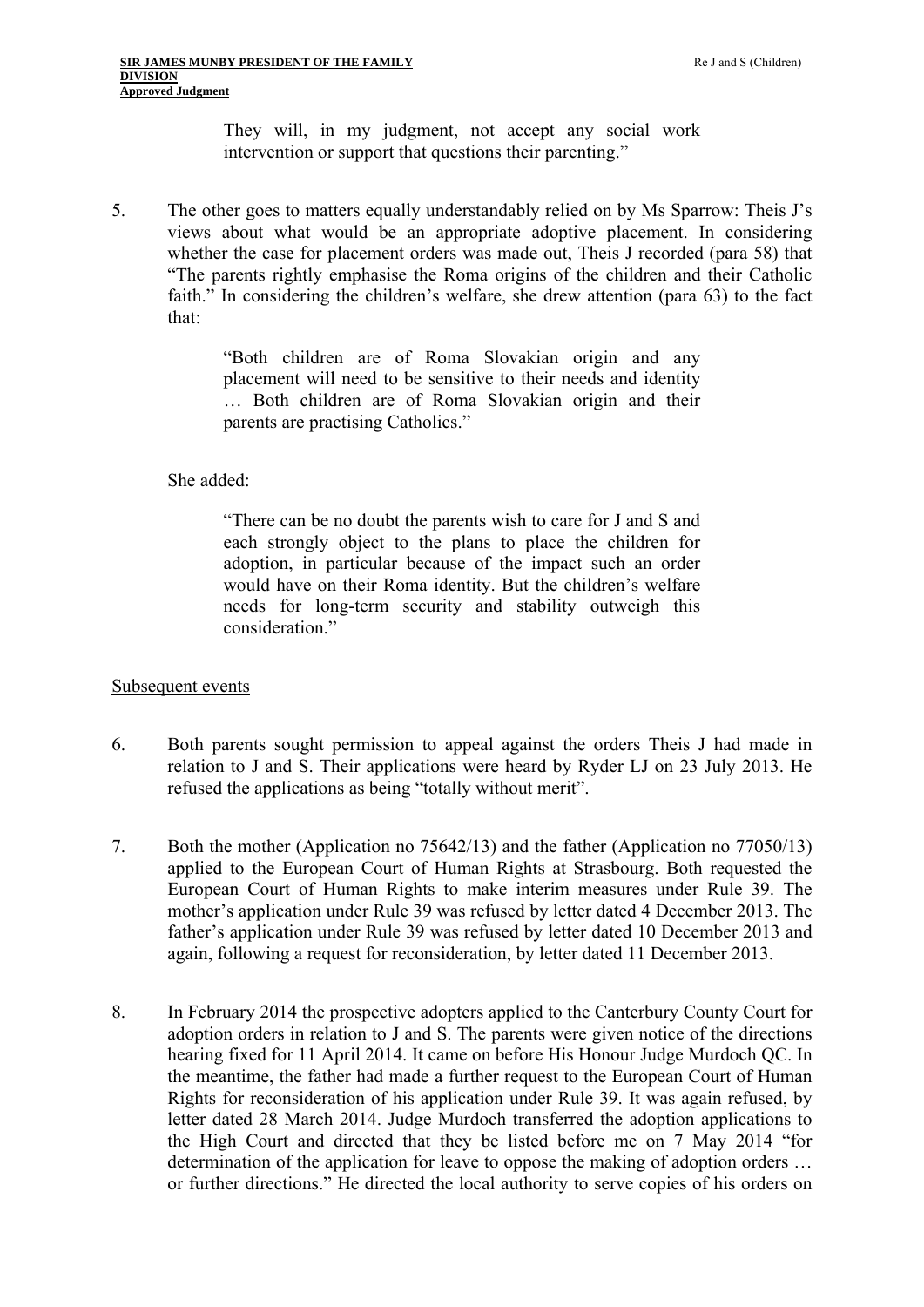> They will, in my judgment, not accept any social work intervention or support that questions their parenting."

5. The other goes to matters equally understandably relied on by Ms Sparrow: Theis J's views about what would be an appropriate adoptive placement. In considering whether the case for placement orders was made out, Theis J recorded (para 58) that "The parents rightly emphasise the Roma origins of the children and their Catholic faith." In considering the children's welfare, she drew attention (para 63) to the fact that:

> "Both children are of Roma Slovakian origin and any placement will need to be sensitive to their needs and identity … Both children are of Roma Slovakian origin and their parents are practising Catholics."

She added:

> "There can be no doubt the parents wish to care for J and S and each strongly object to the plans to place the children for adoption, in particular because of the impact such an order would have on their Roma identity. But the children's welfare needs for long-term security and stability outweigh this consideration."

Subsequent events

6. Both parents sought permission to appeal against the orders Theis J had made in relation to J and S. Their applications were heard by Ryder LJ on 23 July 2013. He refused the applications as being "totally without merit".

7. Both the mother (Application no 75642/13) and the father (Application no 77050/13) applied to the European Court of Human Rights at Strasbourg. Both requested the European Court of Human Rights to make interim measures under Rule 39. The mother's application under Rule 39 was refused by letter dated 4 December 2013. The father's application under Rule 39 was refused by letter dated 10 December 2013 and again, following a request for reconsideration, by letter dated 11 December 2013.

8. In February 2014 the prospective adopters applied to the Canterbury County Court for adoption orders in relation to J and S. The parents were given notice of the directions hearing fixed for 11 April 2014. It came on before His Honour Judge Murdoch QC. In the meantime, the father had made a further request to the European Court of Human Rights for reconsideration of his application under Rule 39. It was again refused, by letter dated 28 March 2014. Judge Murdoch transferred the adoption applications to the High Court and directed that they be listed before me on 7 May 2014 "for determination of the application for leave to oppose the making of adoption orders … or further directions." He directed the local authority to serve copies of his orders on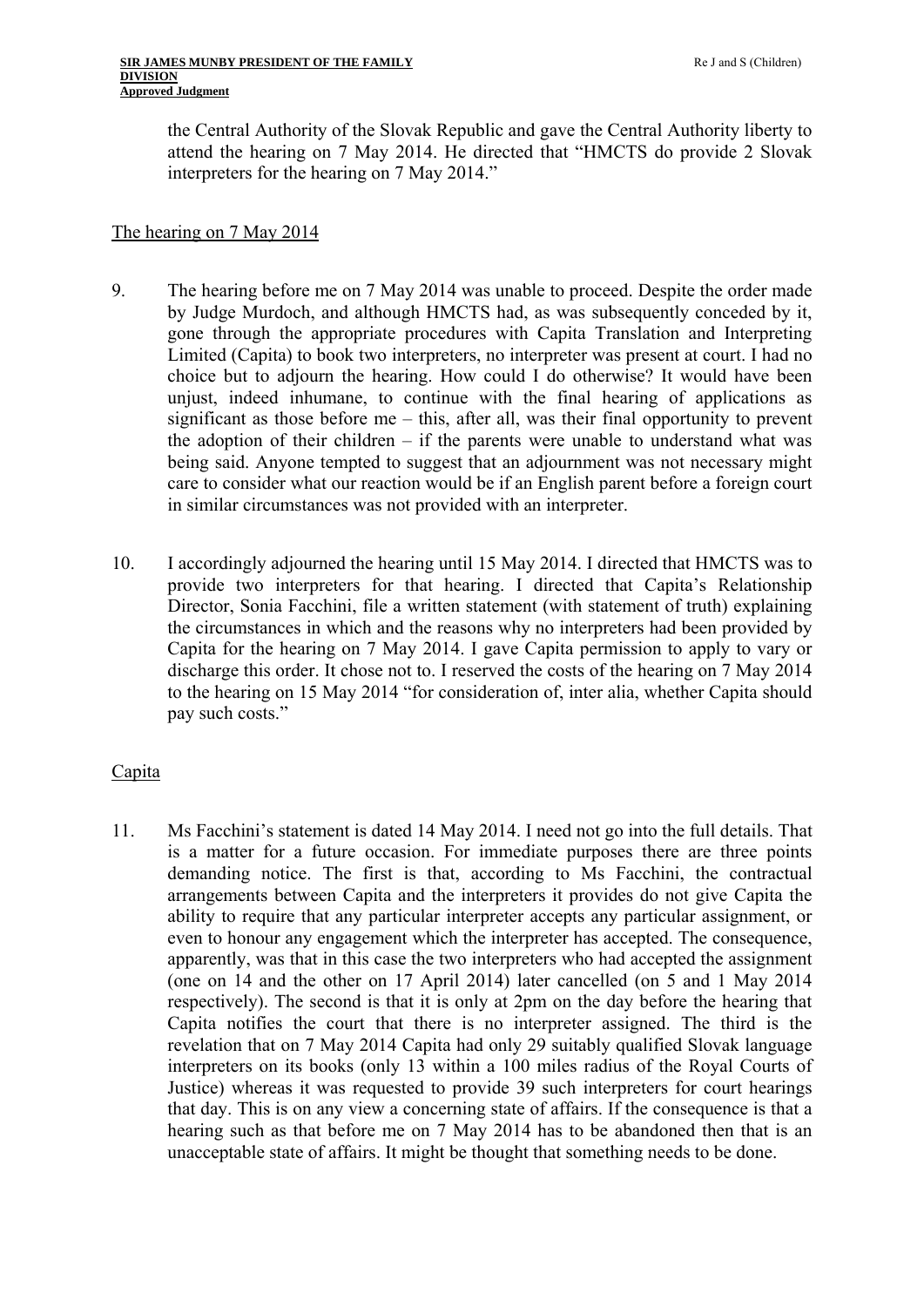the Central Authority of the Slovak Republic and gave the Central Authority liberty to attend the hearing on 7 May 2014. He directed that "HMCTS do provide 2 Slovak interpreters for the hearing on 7 May 2014."

## The hearing on 7 May 2014

9. The hearing before me on 7 May 2014 was unable to proceed. Despite the order made by Judge Murdoch, and although HMCTS had, as was subsequently conceded by it, gone through the appropriate procedures with Capita Translation and Interpreting Limited (Capita) to book two interpreters, no interpreter was present at court. I had no choice but to adjourn the hearing. How could I do otherwise? It would have been unjust, indeed inhumane, to continue with the final hearing of applications as significant as those before me – this, after all, was their final opportunity to prevent the adoption of their children – if the parents were unable to understand what was being said. Anyone tempted to suggest that an adjournment was not necessary might care to consider what our reaction would be if an English parent before a foreign court in similar circumstances was not provided with an interpreter.

10. I accordingly adjourned the hearing until 15 May 2014. I directed that HMCTS was to provide two interpreters for that hearing. I directed that Capita's Relationship Director, Sonia Facchini, file a written statement (with statement of truth) explaining the circumstances in which and the reasons why no interpreters had been provided by Capita for the hearing on 7 May 2014. I gave Capita permission to apply to vary or discharge this order. It chose not to. I reserved the costs of the hearing on 7 May 2014 to the hearing on 15 May 2014 "for consideration of, inter alia, whether Capita should pay such costs."

## Capita

11. Ms Facchini's statement is dated 14 May 2014. I need not go into the full details. That is a matter for a future occasion. For immediate purposes there are three points demanding notice. The first is that, according to Ms Facchini, the contractual arrangements between Capita and the interpreters it provides do not give Capita the ability to require that any particular interpreter accepts any particular assignment, or even to honour any engagement which the interpreter has accepted. The consequence, apparently, was that in this case the two interpreters who had accepted the assignment (one on 14 and the other on 17 April 2014) later cancelled (on 5 and 1 May 2014 respectively). The second is that it is only at 2pm on the day before the hearing that Capita notifies the court that there is no interpreter assigned. The third is the revelation that on 7 May 2014 Capita had only 29 suitably qualified Slovak language interpreters on its books (only 13 within a 100 miles radius of the Royal Courts of Justice) whereas it was requested to provide 39 such interpreters for court hearings that day. This is on any view a concerning state of affairs. If the consequence is that a hearing such as that before me on 7 May 2014 has to be abandoned then that is an unacceptable state of affairs. It might be thought that something needs to be done.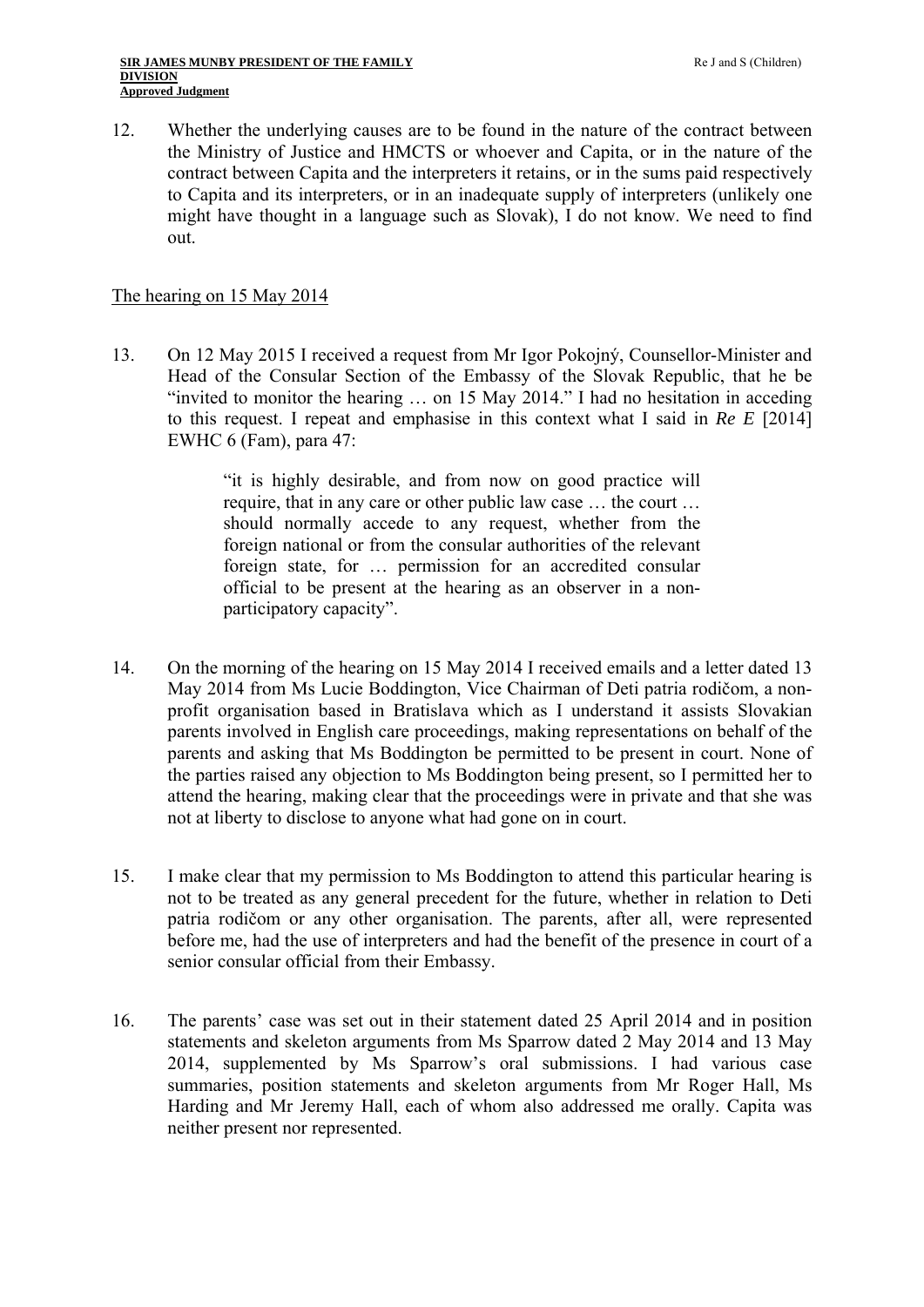12. Whether the underlying causes are to be found in the nature of the contract between the Ministry of Justice and HMCTS or whoever and Capita, or in the nature of the contract between Capita and the interpreters it retains, or in the sums paid respectively to Capita and its interpreters, or in an inadequate supply of interpreters (unlikely one might have thought in a language such as Slovak), I do not know. We need to find out.

## The hearing on 15 May 2014

13. On 12 May 2015 I received a request from Mr Igor Pokojný, Counsellor-Minister and Head of the Consular Section of the Embassy of the Slovak Republic, that he be "invited to monitor the hearing … on 15 May 2014." I had no hesitation in acceding to this request. I repeat and emphasise in this context what I said in *Re E* [2014] EWHC 6 (Fam), para 47:

> "it is highly desirable, and from now on good practice will require, that in any care or other public law case … the court … should normally accede to any request, whether from the foreign national or from the consular authorities of the relevant foreign state, for … permission for an accredited consular official to be present at the hearing as an observer in a non-participatory capacity".

14. On the morning of the hearing on 15 May 2014 I received emails and a letter dated 13 May 2014 from Ms Lucie Boddington, Vice Chairman of Deti patria rodičom, a non-profit organisation based in Bratislava which as I understand it assists Slovakian parents involved in English care proceedings, making representations on behalf of the parents and asking that Ms Boddington be permitted to be present in court. None of the parties raised any objection to Ms Boddington being present, so I permitted her to attend the hearing, making clear that the proceedings were in private and that she was not at liberty to disclose to anyone what had gone on in court.

15. I make clear that my permission to Ms Boddington to attend this particular hearing is not to be treated as any general precedent for the future, whether in relation to Deti patria rodičom or any other organisation. The parents, after all, were represented before me, had the use of interpreters and had the benefit of the presence in court of a senior consular official from their Embassy.

16. The parents' case was set out in their statement dated 25 April 2014 and in position statements and skeleton arguments from Ms Sparrow dated 2 May 2014 and 13 May 2014, supplemented by Ms Sparrow's oral submissions. I had various case summaries, position statements and skeleton arguments from Mr Roger Hall, Ms Harding and Mr Jeremy Hall, each of whom also addressed me orally. Capita was neither present nor represented.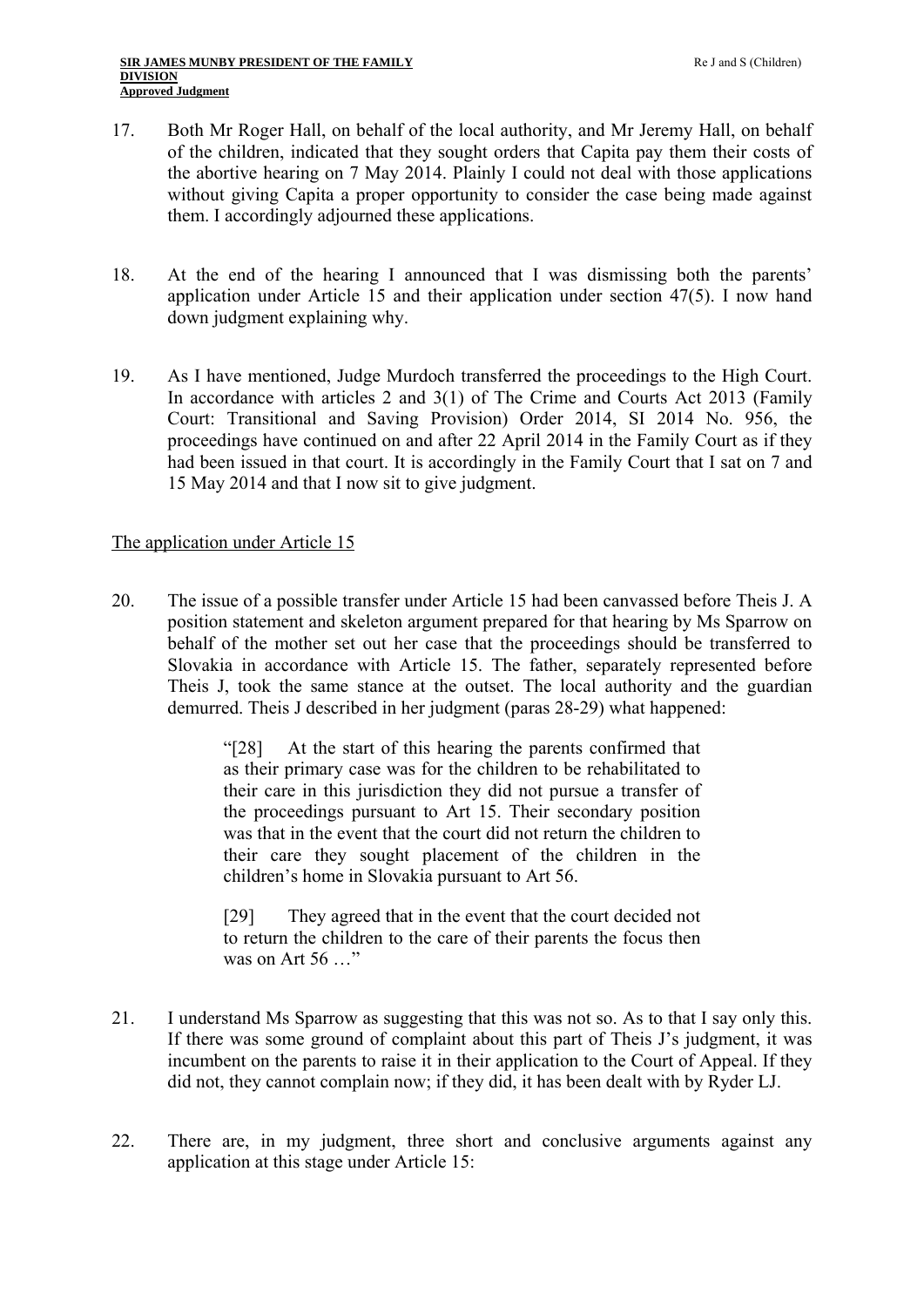17. Both Mr Roger Hall, on behalf of the local authority, and Mr Jeremy Hall, on behalf of the children, indicated that they sought orders that Capita pay them their costs of the abortive hearing on 7 May 2014. Plainly I could not deal with those applications without giving Capita a proper opportunity to consider the case being made against them. I accordingly adjourned these applications.

18. At the end of the hearing I announced that I was dismissing both the parents' application under Article 15 and their application under section 47(5). I now hand down judgment explaining why.

19. As I have mentioned, Judge Murdoch transferred the proceedings to the High Court. In accordance with articles 2 and 3(1) of The Crime and Courts Act 2013 (Family Court: Transitional and Saving Provision) Order 2014, SI 2014 No. 956, the proceedings have continued on and after 22 April 2014 in the Family Court as if they had been issued in that court. It is accordingly in the Family Court that I sat on 7 and 15 May 2014 and that I now sit to give judgment.

<u>The application under Article 15</u>

20. The issue of a possible transfer under Article 15 had been canvassed before Theis J. A position statement and skeleton argument prepared for that hearing by Ms Sparrow on behalf of the mother set out her case that the proceedings should be transferred to Slovakia in accordance with Article 15. The father, separately represented before Theis J, took the same stance at the outset. The local authority and the guardian demurred. Theis J described in her judgment (paras 28-29) what happened:

> "[28] At the start of this hearing the parents confirmed that as their primary case was for the children to be rehabilitated to their care in this jurisdiction they did not pursue a transfer of the proceedings pursuant to Art 15. Their secondary position was that in the event that the court did not return the children to their care they sought placement of the children in the children's home in Slovakia pursuant to Art 56.
>
> [29] They agreed that in the event that the court decided not to return the children to the care of their parents the focus then was on Art 56 …"

21. I understand Ms Sparrow as suggesting that this was not so. As to that I say only this. If there was some ground of complaint about this part of Theis J's judgment, it was incumbent on the parents to raise it in their application to the Court of Appeal. If they did not, they cannot complain now; if they did, it has been dealt with by Ryder LJ.

22. There are, in my judgment, three short and conclusive arguments against any application at this stage under Article 15: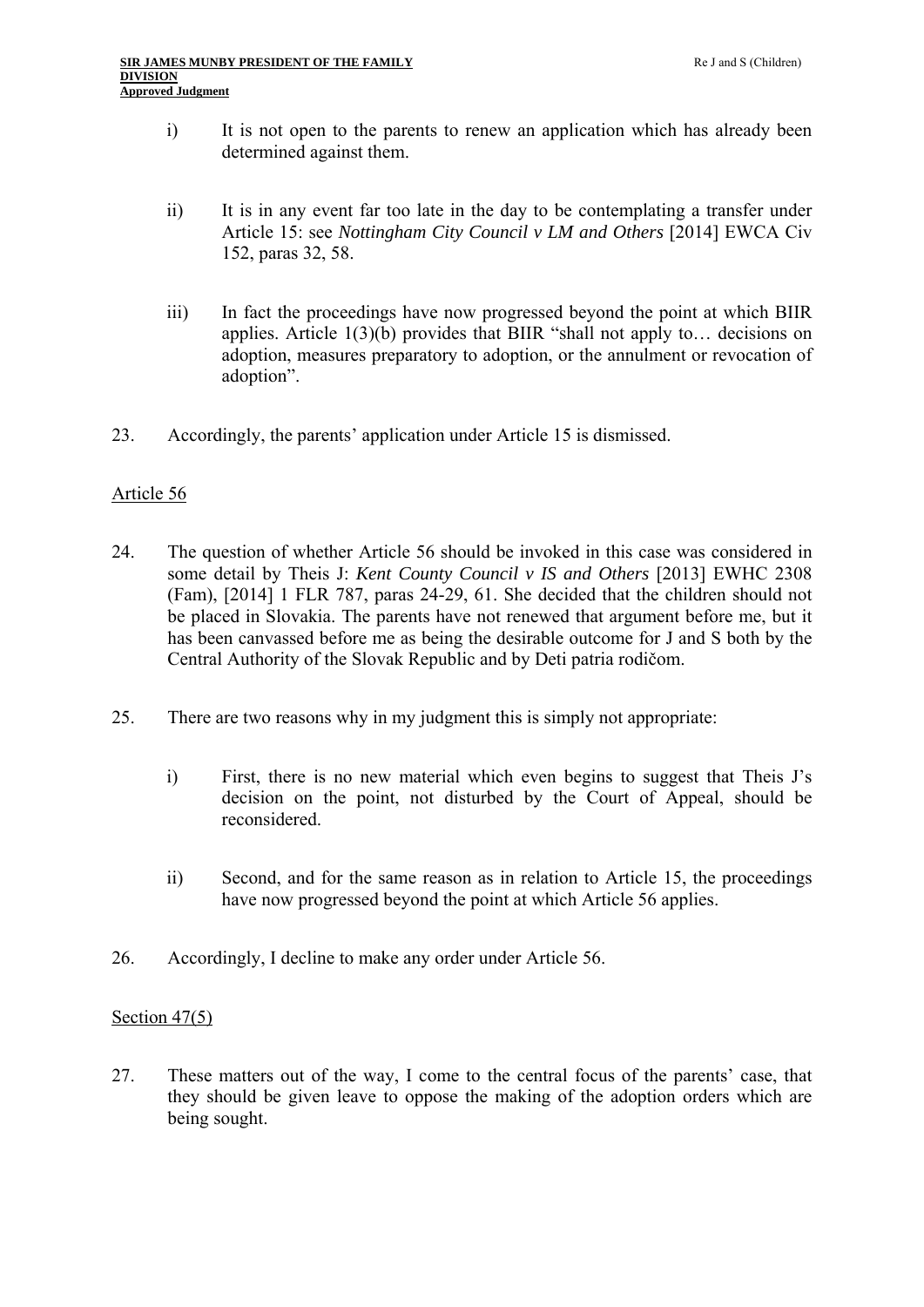i) It is not open to the parents to renew an application which has already been determined against them.

ii) It is in any event far too late in the day to be contemplating a transfer under Article 15: see *Nottingham City Council v LM and Others* [2014] EWCA Civ 152, paras 32, 58.

iii) In fact the proceedings have now progressed beyond the point at which BIIR applies. Article 1(3)(b) provides that BIIR "shall not apply to… decisions on adoption, measures preparatory to adoption, or the annulment or revocation of adoption".

23. Accordingly, the parents' application under Article 15 is dismissed.

Article 56

24. The question of whether Article 56 should be invoked in this case was considered in some detail by Theis J: *Kent County Council v IS and Others* [2013] EWHC 2308 (Fam), [2014] 1 FLR 787, paras 24-29, 61. She decided that the children should not be placed in Slovakia. The parents have not renewed that argument before me, but it has been canvassed before me as being the desirable outcome for J and S both by the Central Authority of the Slovak Republic and by Deti patria rodičom.

25. There are two reasons why in my judgment this is simply not appropriate:

i) First, there is no new material which even begins to suggest that Theis J's decision on the point, not disturbed by the Court of Appeal, should be reconsidered.

ii) Second, and for the same reason as in relation to Article 15, the proceedings have now progressed beyond the point at which Article 56 applies.

26. Accordingly, I decline to make any order under Article 56.

Section 47(5)

27. These matters out of the way, I come to the central focus of the parents' case, that they should be given leave to oppose the making of the adoption orders which are being sought.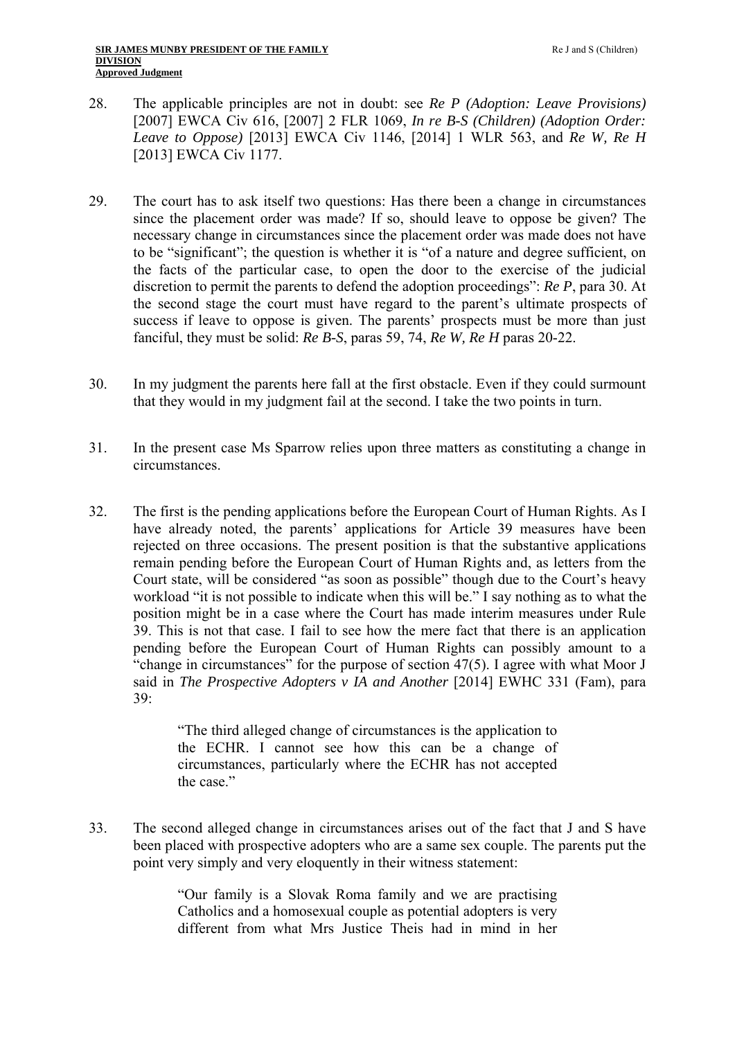28. The applicable principles are not in doubt: see *Re P (Adoption: Leave Provisions)* [2007] EWCA Civ 616, [2007] 2 FLR 1069, *In re B-S (Children) (Adoption Order: Leave to Oppose)* [2013] EWCA Civ 1146, [2014] 1 WLR 563, and *Re W, Re H* [2013] EWCA Civ 1177.

29. The court has to ask itself two questions: Has there been a change in circumstances since the placement order was made? If so, should leave to oppose be given? The necessary change in circumstances since the placement order was made does not have to be "significant"; the question is whether it is "of a nature and degree sufficient, on the facts of the particular case, to open the door to the exercise of the judicial discretion to permit the parents to defend the adoption proceedings": *Re P*, para 30. At the second stage the court must have regard to the parent's ultimate prospects of success if leave to oppose is given. The parents' prospects must be more than just fanciful, they must be solid: *Re B-S*, paras 59, 74, *Re W, Re H* paras 20-22.

30. In my judgment the parents here fall at the first obstacle. Even if they could surmount that they would in my judgment fail at the second. I take the two points in turn.

31. In the present case Ms Sparrow relies upon three matters as constituting a change in circumstances.

32. The first is the pending applications before the European Court of Human Rights. As I have already noted, the parents' applications for Article 39 measures have been rejected on three occasions. The present position is that the substantive applications remain pending before the European Court of Human Rights and, as letters from the Court state, will be considered "as soon as possible" though due to the Court's heavy workload "it is not possible to indicate when this will be." I say nothing as to what the position might be in a case where the Court has made interim measures under Rule 39. This is not that case. I fail to see how the mere fact that there is an application pending before the European Court of Human Rights can possibly amount to a "change in circumstances" for the purpose of section 47(5). I agree with what Moor J said in *The Prospective Adopters v IA and Another* [2014] EWHC 331 (Fam), para 39:

> "The third alleged change of circumstances is the application to the ECHR. I cannot see how this can be a change of circumstances, particularly where the ECHR has not accepted the case."

33. The second alleged change in circumstances arises out of the fact that J and S have been placed with prospective adopters who are a same sex couple. The parents put the point very simply and very eloquently in their witness statement:

> "Our family is a Slovak Roma family and we are practising Catholics and a homosexual couple as potential adopters is very different from what Mrs Justice Theis had in mind in her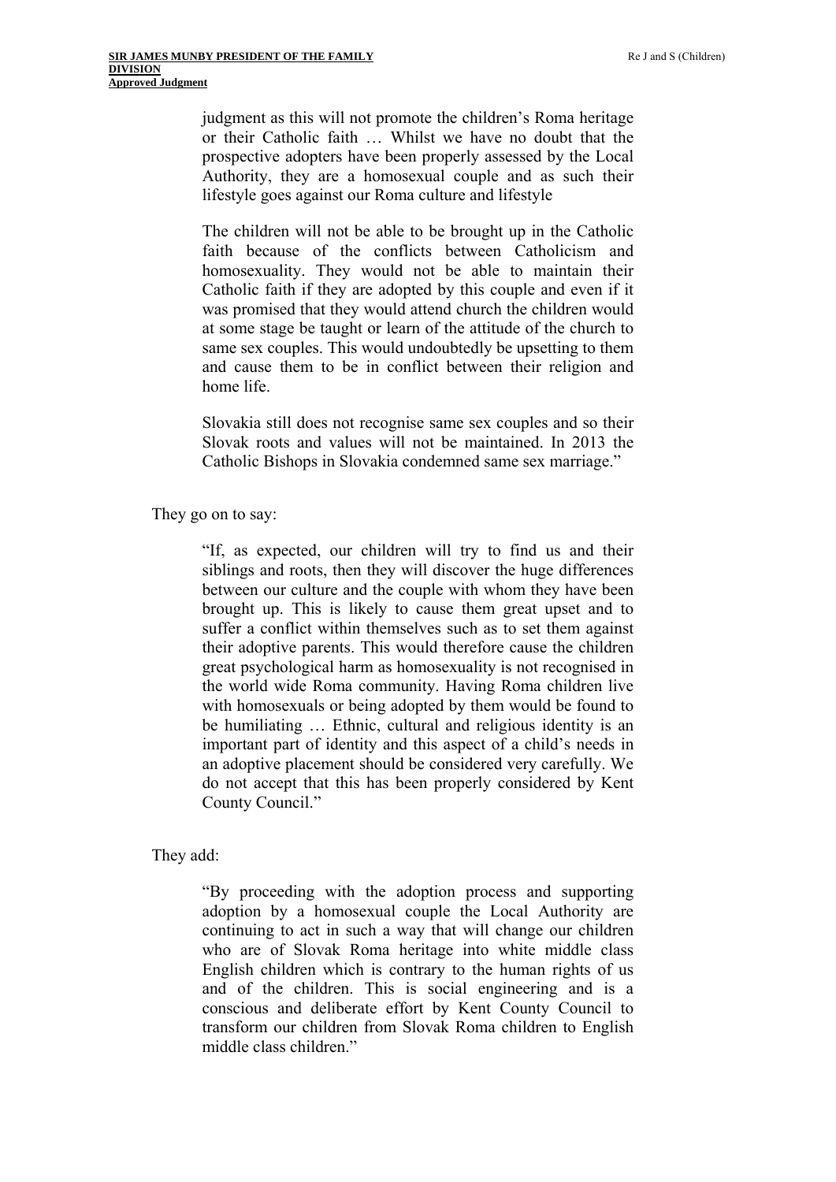> judgment as this will not promote the children's Roma heritage or their Catholic faith … Whilst we have no doubt that the prospective adopters have been properly assessed by the Local Authority, they are a homosexual couple and as such their lifestyle goes against our Roma culture and lifestyle
>
> The children will not be able to be brought up in the Catholic faith because of the conflicts between Catholicism and homosexuality. They would not be able to maintain their Catholic faith if they are adopted by this couple and even if it was promised that they would attend church the children would at some stage be taught or learn of the attitude of the church to same sex couples. This would undoubtedly be upsetting to them and cause them to be in conflict between their religion and home life.
>
> Slovakia still does not recognise same sex couples and so their Slovak roots and values will not be maintained. In 2013 the Catholic Bishops in Slovakia condemned same sex marriage."

They go on to say:

> "If, as expected, our children will try to find us and their siblings and roots, then they will discover the huge differences between our culture and the couple with whom they have been brought up. This is likely to cause them great upset and to suffer a conflict within themselves such as to set them against their adoptive parents. This would therefore cause the children great psychological harm as homosexuality is not recognised in the world wide Roma community. Having Roma children live with homosexuals or being adopted by them would be found to be humiliating … Ethnic, cultural and religious identity is an important part of identity and this aspect of a child's needs in an adoptive placement should be considered very carefully. We do not accept that this has been properly considered by Kent County Council."

They add:

> "By proceeding with the adoption process and supporting adoption by a homosexual couple the Local Authority are continuing to act in such a way that will change our children who are of Slovak Roma heritage into white middle class English children which is contrary to the human rights of us and of the children. This is social engineering and is a conscious and deliberate effort by Kent County Council to transform our children from Slovak Roma children to English middle class children."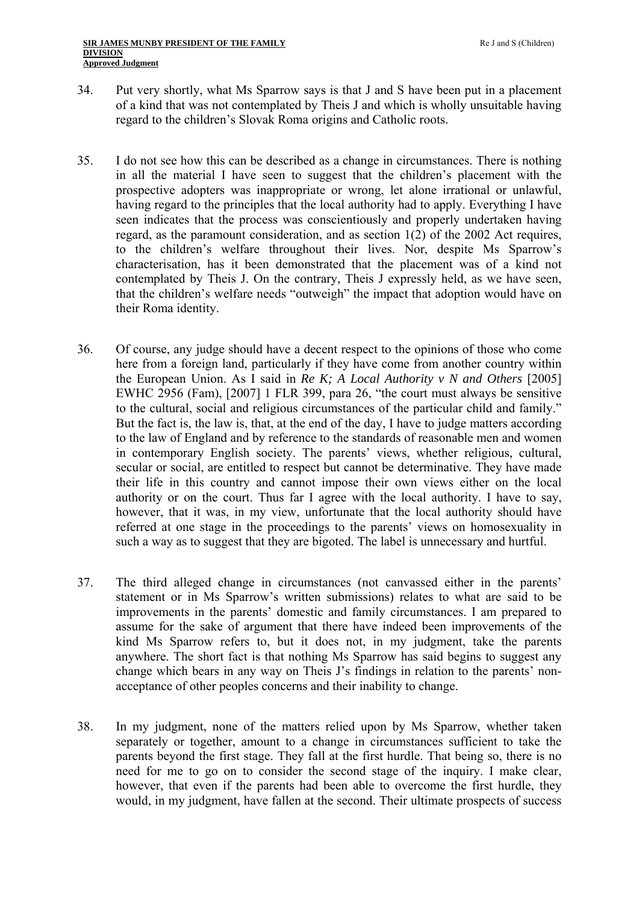34. Put very shortly, what Ms Sparrow says is that J and S have been put in a placement of a kind that was not contemplated by Theis J and which is wholly unsuitable having regard to the children's Slovak Roma origins and Catholic roots.

35. I do not see how this can be described as a change in circumstances. There is nothing in all the material I have seen to suggest that the children's placement with the prospective adopters was inappropriate or wrong, let alone irrational or unlawful, having regard to the principles that the local authority had to apply. Everything I have seen indicates that the process was conscientiously and properly undertaken having regard, as the paramount consideration, and as section 1(2) of the 2002 Act requires, to the children's welfare throughout their lives. Nor, despite Ms Sparrow's characterisation, has it been demonstrated that the placement was of a kind not contemplated by Theis J. On the contrary, Theis J expressly held, as we have seen, that the children's welfare needs "outweigh" the impact that adoption would have on their Roma identity.

36. Of course, any judge should have a decent respect to the opinions of those who come here from a foreign land, particularly if they have come from another country within the European Union. As I said in *Re K; A Local Authority v N and Others* [2005] EWHC 2956 (Fam), [2007] 1 FLR 399, para 26, "the court must always be sensitive to the cultural, social and religious circumstances of the particular child and family." But the fact is, the law is, that, at the end of the day, I have to judge matters according to the law of England and by reference to the standards of reasonable men and women in contemporary English society. The parents' views, whether religious, cultural, secular or social, are entitled to respect but cannot be determinative. They have made their life in this country and cannot impose their own views either on the local authority or on the court. Thus far I agree with the local authority. I have to say, however, that it was, in my view, unfortunate that the local authority should have referred at one stage in the proceedings to the parents' views on homosexuality in such a way as to suggest that they are bigoted. The label is unnecessary and hurtful.

37. The third alleged change in circumstances (not canvassed either in the parents' statement or in Ms Sparrow's written submissions) relates to what are said to be improvements in the parents' domestic and family circumstances. I am prepared to assume for the sake of argument that there have indeed been improvements of the kind Ms Sparrow refers to, but it does not, in my judgment, take the parents anywhere. The short fact is that nothing Ms Sparrow has said begins to suggest any change which bears in any way on Theis J's findings in relation to the parents' non-acceptance of other peoples concerns and their inability to change.

38. In my judgment, none of the matters relied upon by Ms Sparrow, whether taken separately or together, amount to a change in circumstances sufficient to take the parents beyond the first stage. They fall at the first hurdle. That being so, there is no need for me to go on to consider the second stage of the inquiry. I make clear, however, that even if the parents had been able to overcome the first hurdle, they would, in my judgment, have fallen at the second. Their ultimate prospects of success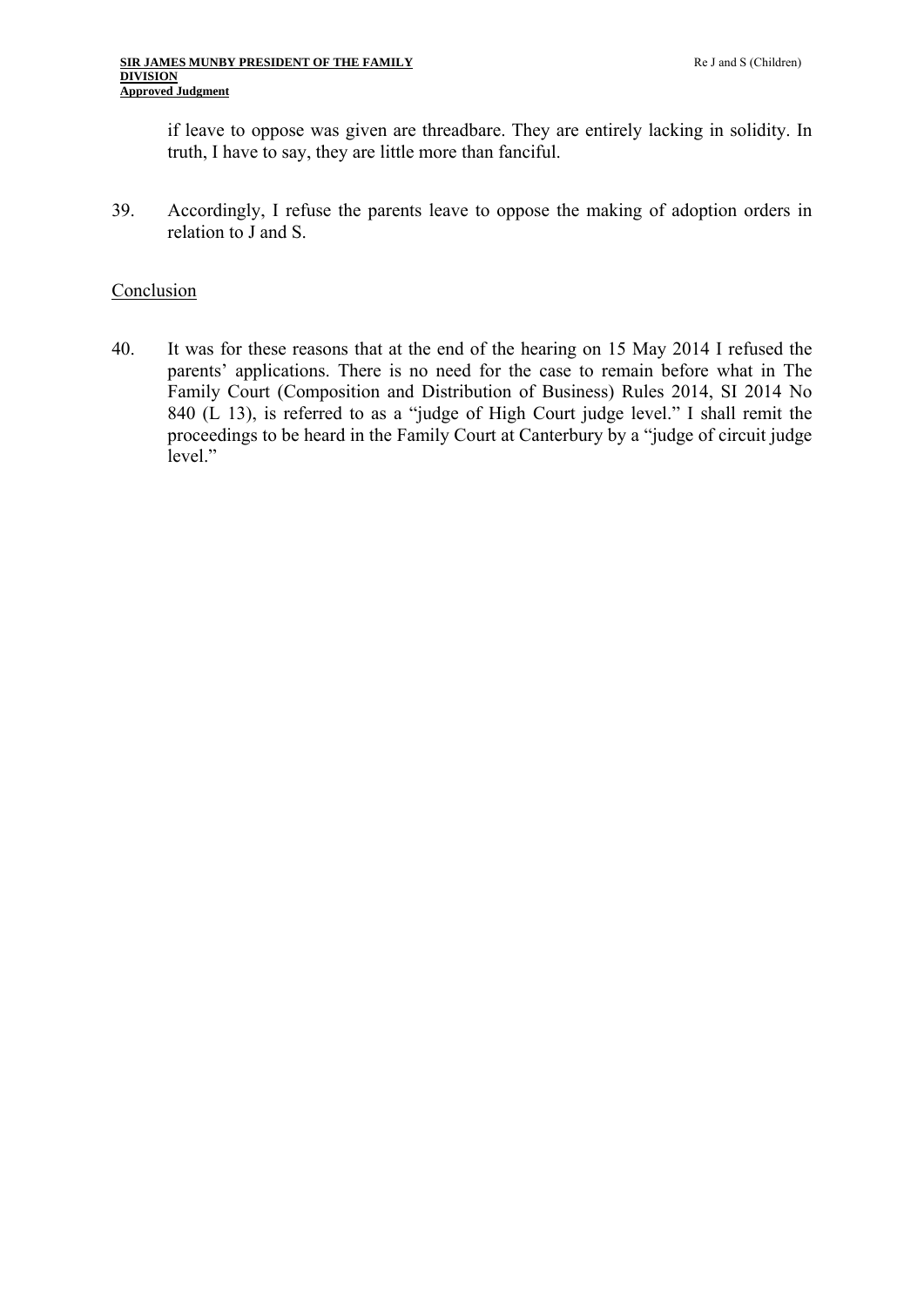if leave to oppose was given are threadbare. They are entirely lacking in solidity. In truth, I have to say, they are little more than fanciful.

39. Accordingly, I refuse the parents leave to oppose the making of adoption orders in relation to J and S.

Conclusion

40. It was for these reasons that at the end of the hearing on 15 May 2014 I refused the parents' applications. There is no need for the case to remain before what in The Family Court (Composition and Distribution of Business) Rules 2014, SI 2014 No 840 (L 13), is referred to as a "judge of High Court judge level." I shall remit the proceedings to be heard in the Family Court at Canterbury by a "judge of circuit judge level."